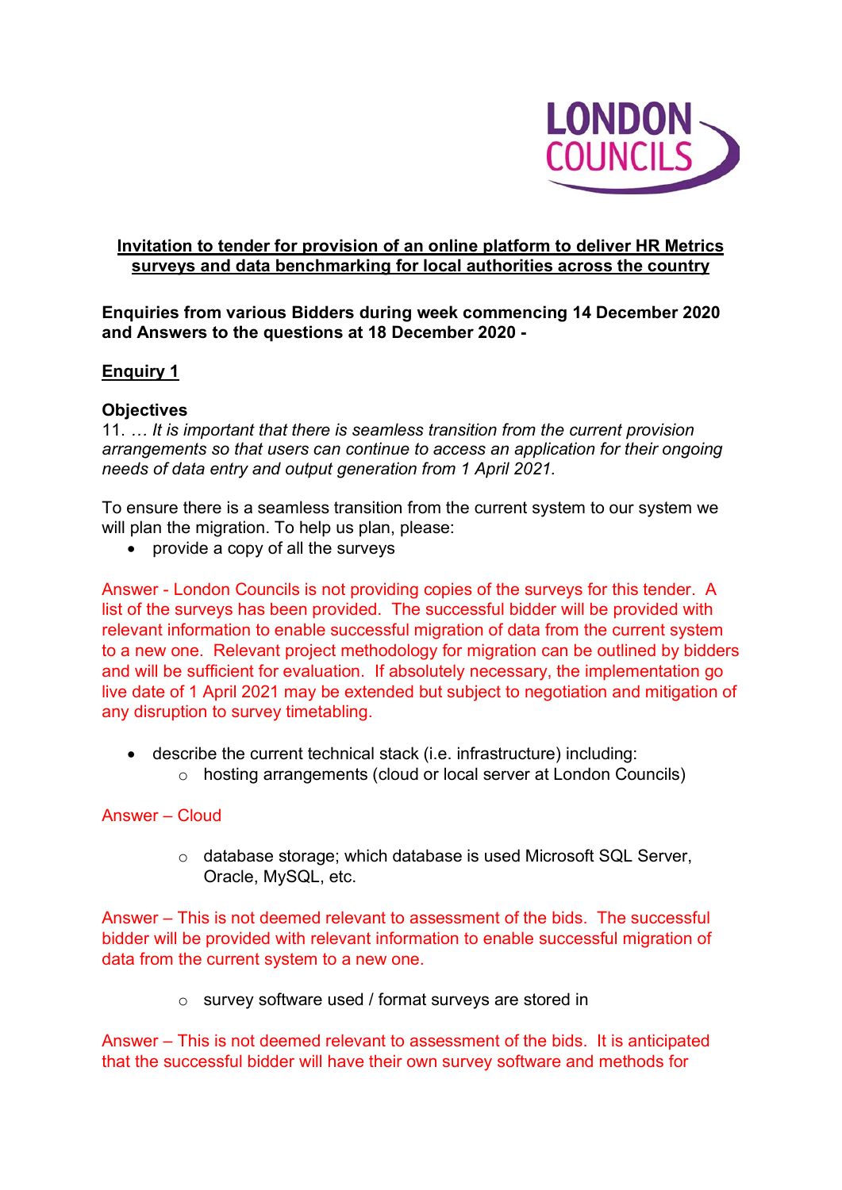LONDON COUNCILS

**Invitation to tender for provision of an online platform to deliver HR Metrics surveys and data benchmarking for local authorities across the country**

**Enquiries from various Bidders during week commencing 14 December 2020 and Answers to the questions at 18 December 2020 -**

## Enquiry 1

**Objectives**

11. … *It is important that there is seamless transition from the current provision arrangements so that users can continue to access an application for their ongoing needs of data entry and output generation from 1 April 2021.*

To ensure there is a seamless transition from the current system to our system we will plan the migration. To help us plan, please:

- provide a copy of all the surveys

Answer - London Councils is not providing copies of the surveys for this tender. A list of the surveys has been provided. The successful bidder will be provided with relevant information to enable successful migration of data from the current system to a new one. Relevant project methodology for migration can be outlined by bidders and will be sufficient for evaluation. If absolutely necessary, the implementation go live date of 1 April 2021 may be extended but subject to negotiation and mitigation of any disruption to survey timetabling.

- describe the current technical stack (i.e. infrastructure) including:
  - hosting arrangements (cloud or local server at London Councils)

Answer – Cloud

  - database storage; which database is used Microsoft SQL Server, Oracle, MySQL, etc.

Answer – This is not deemed relevant to assessment of the bids. The successful bidder will be provided with relevant information to enable successful migration of data from the current system to a new one.

  - survey software used / format surveys are stored in

Answer – This is not deemed relevant to assessment of the bids. It is anticipated that the successful bidder will have their own survey software and methods for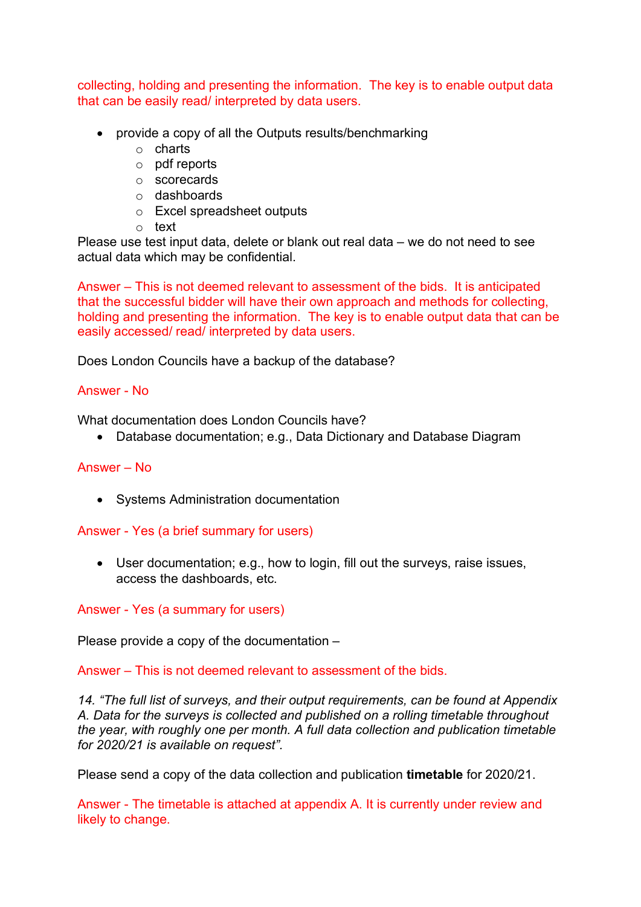collecting, holding and presenting the information. The key is to enable output data that can be easily read/ interpreted by data users.

- provide a copy of all the Outputs results/benchmarking
  - charts
  - pdf reports
  - scorecards
  - dashboards
  - Excel spreadsheet outputs
  - text

Please use test input data, delete or blank out real data – we do not need to see actual data which may be confidential.

Answer – This is not deemed relevant to assessment of the bids. It is anticipated that the successful bidder will have their own approach and methods for collecting, holding and presenting the information. The key is to enable output data that can be easily accessed/ read/ interpreted by data users.

Does London Councils have a backup of the database?

Answer - No

What documentation does London Councils have?

- Database documentation; e.g., Data Dictionary and Database Diagram

Answer – No

- Systems Administration documentation

Answer - Yes (a brief summary for users)

- User documentation; e.g., how to login, fill out the surveys, raise issues, access the dashboards, etc.

Answer - Yes (a summary for users)

Please provide a copy of the documentation –

Answer – This is not deemed relevant to assessment of the bids.

*14. "The full list of surveys, and their output requirements, can be found at Appendix A. Data for the surveys is collected and published on a rolling timetable throughout the year, with roughly one per month. A full data collection and publication timetable for 2020/21 is available on request".*

Please send a copy of the data collection and publication **timetable** for 2020/21.

Answer - The timetable is attached at appendix A. It is currently under review and likely to change.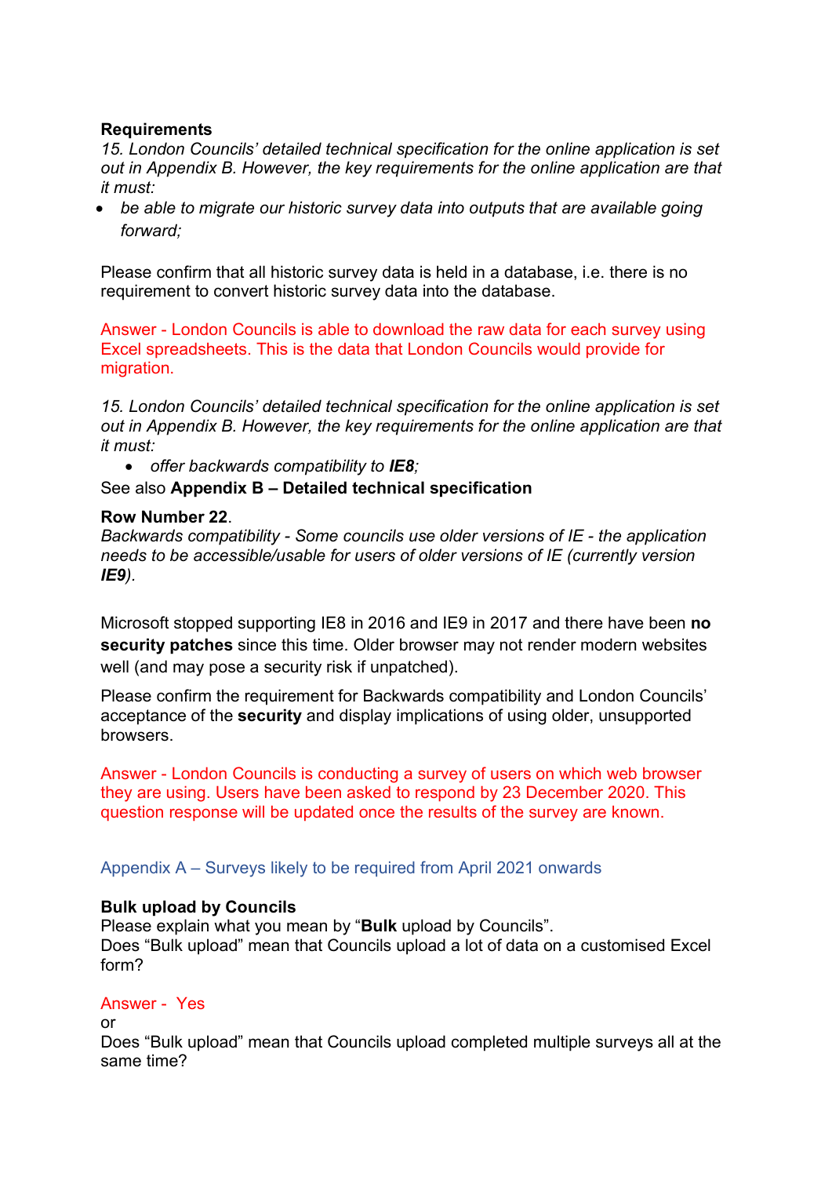**Requirements**

*15. London Councils' detailed technical specification for the online application is set out in Appendix B. However, the key requirements for the online application are that it must:*

- *be able to migrate our historic survey data into outputs that are available going forward;*

Please confirm that all historic survey data is held in a database, i.e. there is no requirement to convert historic survey data into the database.

Answer - London Councils is able to download the raw data for each survey using Excel spreadsheets. This is the data that London Councils would provide for migration.

*15. London Councils' detailed technical specification for the online application is set out in Appendix B. However, the key requirements for the online application are that it must:*

- *offer backwards compatibility to **IE8**;*

See also **Appendix B – Detailed technical specification**

**Row Number 22**.

*Backwards compatibility - Some councils use older versions of IE - the application needs to be accessible/usable for users of older versions of IE (currently version **IE9**).*

Microsoft stopped supporting IE8 in 2016 and IE9 in 2017 and there have been **no security patches** since this time. Older browser may not render modern websites well (and may pose a security risk if unpatched).

Please confirm the requirement for Backwards compatibility and London Councils' acceptance of the **security** and display implications of using older, unsupported browsers.

Answer - London Councils is conducting a survey of users on which web browser they are using. Users have been asked to respond by 23 December 2020. This question response will be updated once the results of the survey are known.

## Appendix A – Surveys likely to be required from April 2021 onwards

**Bulk upload by Councils**

Please explain what you mean by "**Bulk** upload by Councils".

Does "Bulk upload" mean that Councils upload a lot of data on a customised Excel form?

Answer - Yes

or

Does "Bulk upload" mean that Councils upload completed multiple surveys all at the same time?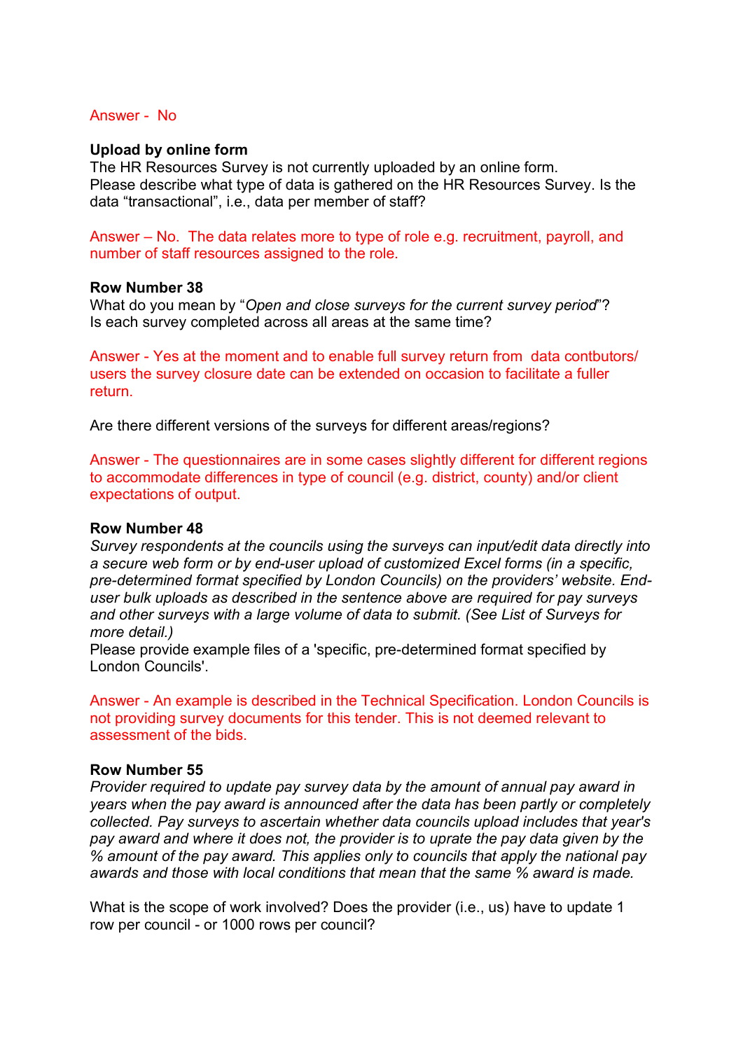Answer - No

**Upload by online form**
The HR Resources Survey is not currently uploaded by an online form.
Please describe what type of data is gathered on the HR Resources Survey. Is the data "transactional", i.e., data per member of staff?

Answer – No. The data relates more to type of role e.g. recruitment, payroll, and number of staff resources assigned to the role.

**Row Number 38**
What do you mean by "*Open and close surveys for the current survey period*"?
Is each survey completed across all areas at the same time?

Answer - Yes at the moment and to enable full survey return from data contbutors/ users the survey closure date can be extended on occasion to facilitate a fuller return.

Are there different versions of the surveys for different areas/regions?

Answer - The questionnaires are in some cases slightly different for different regions to accommodate differences in type of council (e.g. district, county) and/or client expectations of output.

**Row Number 48**
*Survey respondents at the councils using the surveys can input/edit data directly into a secure web form or by end-user upload of customized Excel forms (in a specific, pre-determined format specified by London Councils) on the providers' website. End-user bulk uploads as described in the sentence above are required for pay surveys and other surveys with a large volume of data to submit. (See List of Surveys for more detail.)*
Please provide example files of a 'specific, pre-determined format specified by London Councils'.

Answer - An example is described in the Technical Specification. London Councils is not providing survey documents for this tender. This is not deemed relevant to assessment of the bids.

**Row Number 55**
*Provider required to update pay survey data by the amount of annual pay award in years when the pay award is announced after the data has been partly or completely collected. Pay surveys to ascertain whether data councils upload includes that year's pay award and where it does not, the provider is to uprate the pay data given by the % amount of the pay award. This applies only to councils that apply the national pay awards and those with local conditions that mean that the same % award is made.*

What is the scope of work involved? Does the provider (i.e., us) have to update 1 row per council - or 1000 rows per council?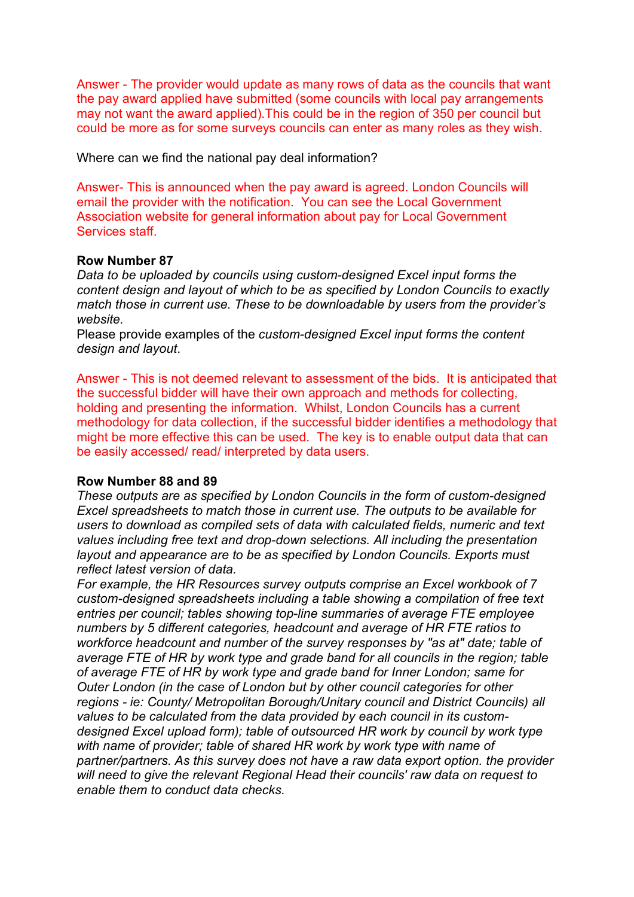Answer - The provider would update as many rows of data as the councils that want the pay award applied have submitted (some councils with local pay arrangements may not want the award applied).This could be in the region of 350 per council but could be more as for some surveys councils can enter as many roles as they wish.

Where can we find the national pay deal information?

Answer- This is announced when the pay award is agreed. London Councils will email the provider with the notification. You can see the Local Government Association website for general information about pay for Local Government Services staff.

**Row Number 87**

*Data to be uploaded by councils using custom-designed Excel input forms the content design and layout of which to be as specified by London Councils to exactly match those in current use. These to be downloadable by users from the provider's website.*

Please provide examples of the *custom-designed Excel input forms the content design and layout*.

Answer - This is not deemed relevant to assessment of the bids. It is anticipated that the successful bidder will have their own approach and methods for collecting, holding and presenting the information. Whilst, London Councils has a current methodology for data collection, if the successful bidder identifies a methodology that might be more effective this can be used. The key is to enable output data that can be easily accessed/ read/ interpreted by data users.

**Row Number 88 and 89**

*These outputs are as specified by London Councils in the form of custom-designed Excel spreadsheets to match those in current use. The outputs to be available for users to download as compiled sets of data with calculated fields, numeric and text values including free text and drop-down selections. All including the presentation layout and appearance are to be as specified by London Councils. Exports must reflect latest version of data.*

*For example, the HR Resources survey outputs comprise an Excel workbook of 7 custom-designed spreadsheets including a table showing a compilation of free text entries per council; tables showing top-line summaries of average FTE employee numbers by 5 different categories, headcount and average of HR FTE ratios to workforce headcount and number of the survey responses by "as at" date; table of average FTE of HR by work type and grade band for all councils in the region; table of average FTE of HR by work type and grade band for Inner London; same for Outer London (in the case of London but by other council categories for other regions - ie: County/ Metropolitan Borough/Unitary council and District Councils) all values to be calculated from the data provided by each council in its custom-designed Excel upload form); table of outsourced HR work by council by work type with name of provider; table of shared HR work by work type with name of partner/partners. As this survey does not have a raw data export option. the provider will need to give the relevant Regional Head their councils' raw data on request to enable them to conduct data checks.*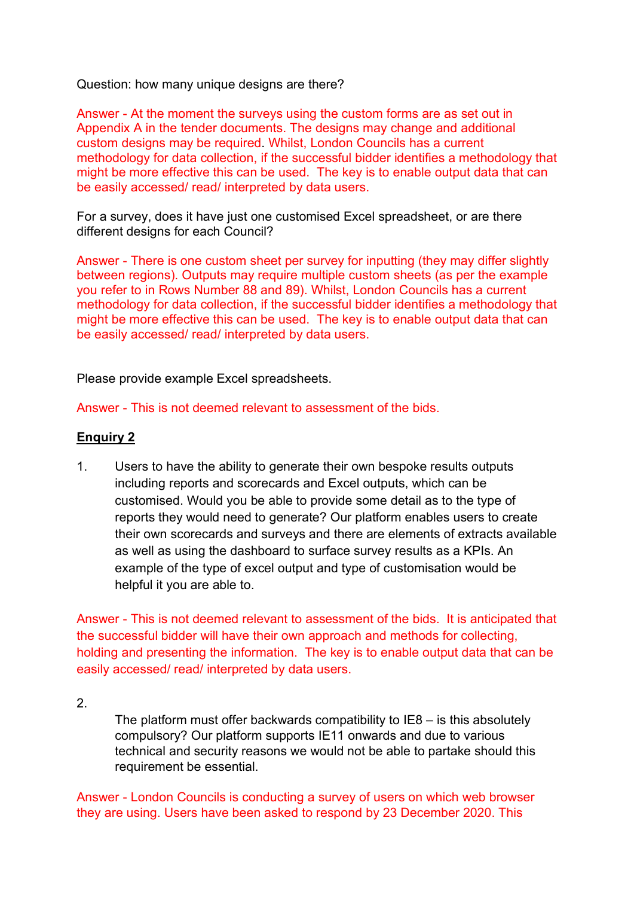Question: how many unique designs are there?

Answer - At the moment the surveys using the custom forms are as set out in Appendix A in the tender documents. The designs may change and additional custom designs may be required. Whilst, London Councils has a current methodology for data collection, if the successful bidder identifies a methodology that might be more effective this can be used. The key is to enable output data that can be easily accessed/ read/ interpreted by data users.

For a survey, does it have just one customised Excel spreadsheet, or are there different designs for each Council?

Answer - There is one custom sheet per survey for inputting (they may differ slightly between regions). Outputs may require multiple custom sheets (as per the example you refer to in Rows Number 88 and 89). Whilst, London Councils has a current methodology for data collection, if the successful bidder identifies a methodology that might be more effective this can be used. The key is to enable output data that can be easily accessed/ read/ interpreted by data users.

Please provide example Excel spreadsheets.

Answer - This is not deemed relevant to assessment of the bids.

**Enquiry 2**

1. Users to have the ability to generate their own bespoke results outputs including reports and scorecards and Excel outputs, which can be customised. Would you be able to provide some detail as to the type of reports they would need to generate? Our platform enables users to create their own scorecards and surveys and there are elements of extracts available as well as using the dashboard to surface survey results as a KPIs. An example of the type of excel output and type of customisation would be helpful it you are able to.

Answer - This is not deemed relevant to assessment of the bids. It is anticipated that the successful bidder will have their own approach and methods for collecting, holding and presenting the information. The key is to enable output data that can be easily accessed/ read/ interpreted by data users.

2. The platform must offer backwards compatibility to IE8 – is this absolutely compulsory? Our platform supports IE11 onwards and due to various technical and security reasons we would not be able to partake should this requirement be essential.

Answer - London Councils is conducting a survey of users on which web browser they are using. Users have been asked to respond by 23 December 2020. This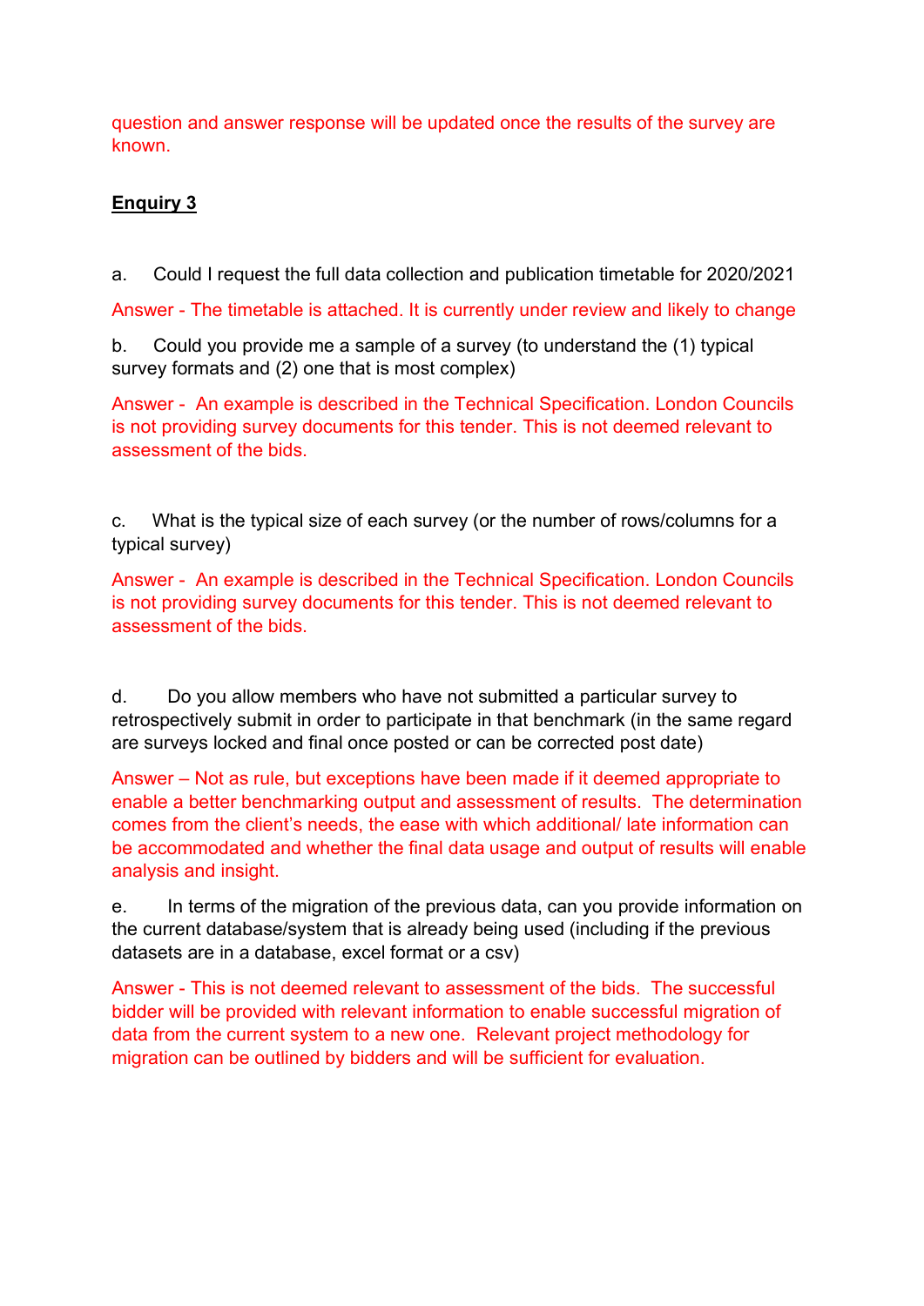question and answer response will be updated once the results of the survey are known.

**Enquiry 3**

a. Could I request the full data collection and publication timetable for 2020/2021

Answer - The timetable is attached. It is currently under review and likely to change

b. Could you provide me a sample of a survey (to understand the (1) typical survey formats and (2) one that is most complex)

Answer - An example is described in the Technical Specification. London Councils is not providing survey documents for this tender. This is not deemed relevant to assessment of the bids.

c. What is the typical size of each survey (or the number of rows/columns for a typical survey)

Answer - An example is described in the Technical Specification. London Councils is not providing survey documents for this tender. This is not deemed relevant to assessment of the bids.

d. Do you allow members who have not submitted a particular survey to retrospectively submit in order to participate in that benchmark (in the same regard are surveys locked and final once posted or can be corrected post date)

Answer – Not as rule, but exceptions have been made if it deemed appropriate to enable a better benchmarking output and assessment of results. The determination comes from the client's needs, the ease with which additional/ late information can be accommodated and whether the final data usage and output of results will enable analysis and insight.

e. In terms of the migration of the previous data, can you provide information on the current database/system that is already being used (including if the previous datasets are in a database, excel format or a csv)

Answer - This is not deemed relevant to assessment of the bids. The successful bidder will be provided with relevant information to enable successful migration of data from the current system to a new one. Relevant project methodology for migration can be outlined by bidders and will be sufficient for evaluation.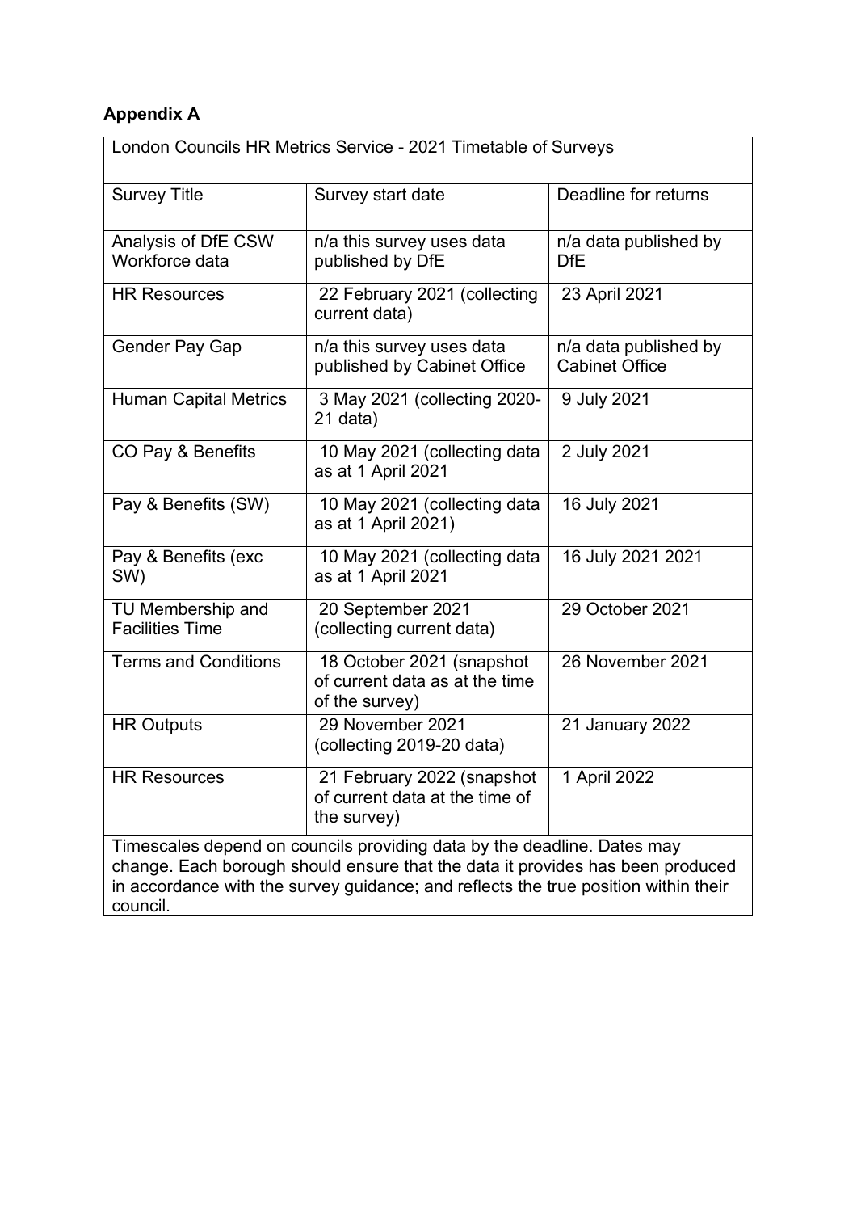**Appendix A**

| London Councils HR Metrics Service - 2021 Timetable of Surveys | | |
|---|---|---|
| Survey Title | Survey start date | Deadline for returns |
| Analysis of DfE CSW Workforce data | n/a this survey uses data published by DfE | n/a data published by DfE |
| HR Resources | 22 February 2021 (collecting current data) | 23 April 2021 |
| Gender Pay Gap | n/a this survey uses data published by Cabinet Office | n/a data published by Cabinet Office |
| Human Capital Metrics | 3 May 2021 (collecting 2020-21 data) | 9 July 2021 |
| CO Pay & Benefits | 10 May 2021 (collecting data as at 1 April 2021 | 2 July 2021 |
| Pay & Benefits (SW) | 10 May 2021 (collecting data as at 1 April 2021) | 16 July 2021 |
| Pay & Benefits (exc SW) | 10 May 2021 (collecting data as at 1 April 2021 | 16 July 2021 2021 |
| TU Membership and Facilities Time | 20 September 2021 (collecting current data) | 29 October 2021 |
| Terms and Conditions | 18 October 2021 (snapshot of current data as at the time of the survey) | 26 November 2021 |
| HR Outputs | 29 November 2021 (collecting 2019-20 data) | 21 January 2022 |
| HR Resources | 21 February 2022 (snapshot of current data at the time of the survey) | 1 April 2022 |
| Timescales depend on councils providing data by the deadline. Dates may change. Each borough should ensure that the data it provides has been produced in accordance with the survey guidance; and reflects the true position within their council. | | |